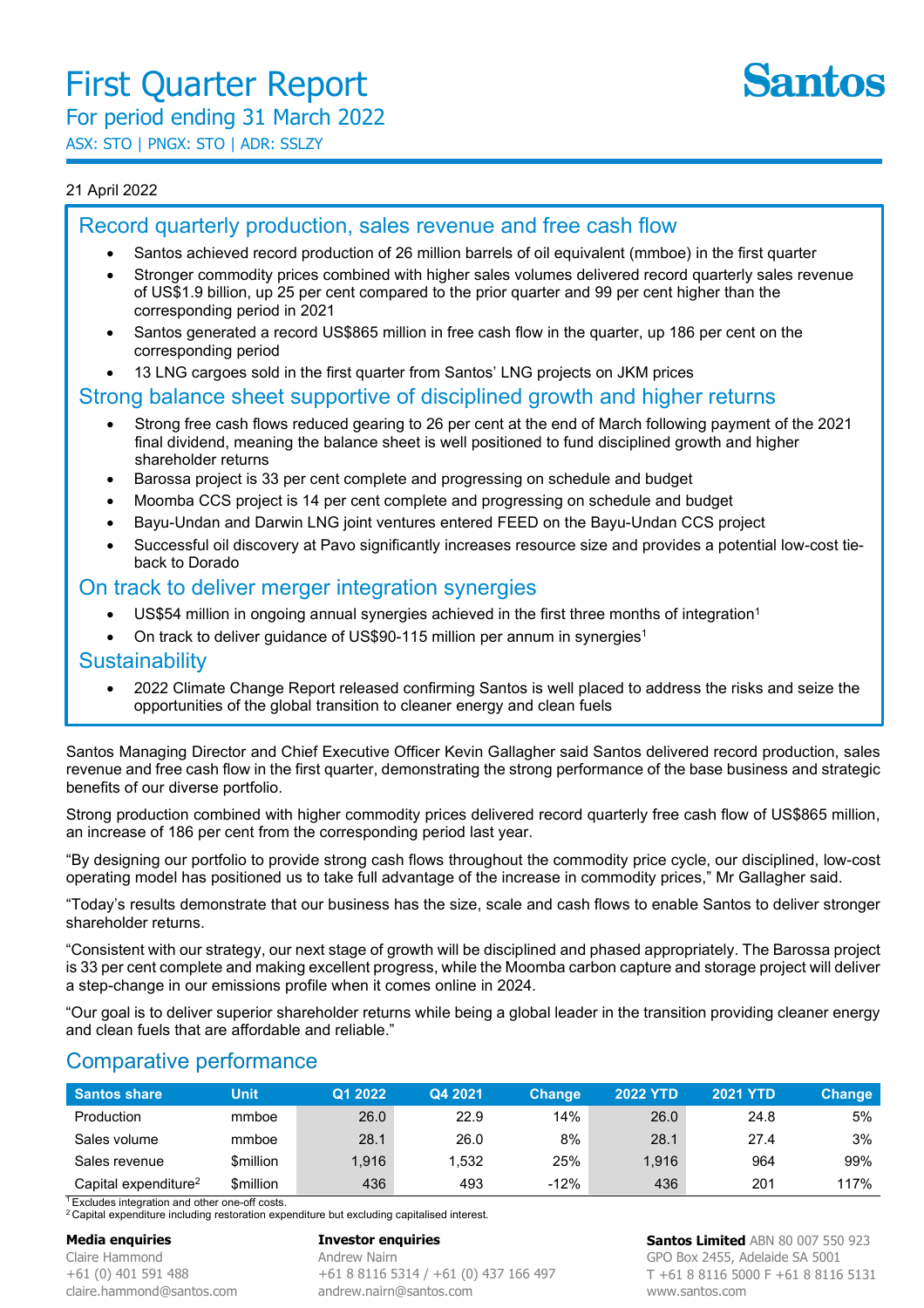# First Quarter Report

For period ending 31 March 2022

ASX: STO | PNGX: STO | ADR: SSLZY

Santos

21 April 2022

## Record quarterly production, sales revenue and free cash flow

- Santos achieved record production of 26 million barrels of oil equivalent (mmboe) in the first quarter
- Stronger commodity prices combined with higher sales volumes delivered record quarterly sales revenue of US$1.9 billion, up 25 per cent compared to the prior quarter and 99 per cent higher than the corresponding period in 2021
- Santos generated a record US$865 million in free cash flow in the quarter, up 186 per cent on the corresponding period
- 13 LNG cargoes sold in the first quarter from Santos' LNG projects on JKM prices

## Strong balance sheet supportive of disciplined growth and higher returns

- Strong free cash flows reduced gearing to 26 per cent at the end of March following payment of the 2021 final dividend, meaning the balance sheet is well positioned to fund disciplined growth and higher shareholder returns
- Barossa project is 33 per cent complete and progressing on schedule and budget
- Moomba CCS project is 14 per cent complete and progressing on schedule and budget
- Bayu-Undan and Darwin LNG joint ventures entered FEED on the Bayu-Undan CCS project
- Successful oil discovery at Pavo significantly increases resource size and provides a potential low-cost tie-back to Dorado

## On track to deliver merger integration synergies

- US$54 million in ongoing annual synergies achieved in the first three months of integration[1]
- On track to deliver guidance of US$90-115 million per annum in synergies[1]

## Sustainability

- 2022 Climate Change Report released confirming Santos is well placed to address the risks and seize the opportunities of the global transition to cleaner energy and clean fuels

Santos Managing Director and Chief Executive Officer Kevin Gallagher said Santos delivered record production, sales revenue and free cash flow in the first quarter, demonstrating the strong performance of the base business and strategic benefits of our diverse portfolio.

Strong production combined with higher commodity prices delivered record quarterly free cash flow of US$865 million, an increase of 186 per cent from the corresponding period last year.

"By designing our portfolio to provide strong cash flows throughout the commodity price cycle, our disciplined, low-cost operating model has positioned us to take full advantage of the increase in commodity prices," Mr Gallagher said.

"Today's results demonstrate that our business has the size, scale and cash flows to enable Santos to deliver stronger shareholder returns.

"Consistent with our strategy, our next stage of growth will be disciplined and phased appropriately. The Barossa project is 33 per cent complete and making excellent progress, while the Moomba carbon capture and storage project will deliver a step-change in our emissions profile when it comes online in 2024.

"Our goal is to deliver superior shareholder returns while being a global leader in the transition providing cleaner energy and clean fuels that are affordable and reliable."

## Comparative performance

| Santos share | Unit | Q1 2022 | Q4 2021 | Change | 2022 YTD | 2021 YTD | Change |
|---|---|---|---|---|---|---|---|
| Production | mmboe | 26.0 | 22.9 | 14% | 26.0 | 24.8 | 5% |
| Sales volume | mmboe | 28.1 | 26.0 | 8% | 28.1 | 27.4 | 3% |
| Sales revenue | $million | 1,916 | 1,532 | 25% | 1,916 | 964 | 99% |
| Capital expenditure[2] | $million | 436 | 493 | -12% | 436 | 201 | 117% |

[1] Excludes integration and other one-off costs.

[2] Capital expenditure including restoration expenditure but excluding capitalised interest.

**Media enquiries**
Claire Hammond
+61 (0) 401 591 488
claire.hammond@santos.com

**Investor enquiries**
Andrew Nairn
+61 8 8116 5314 / +61 (0) 437 166 497
andrew.nairn@santos.com

**Santos Limited** ABN 80 007 550 923
GPO Box 2455, Adelaide SA 5001
T +61 8 8116 5000 F +61 8 8116 5131
www.santos.com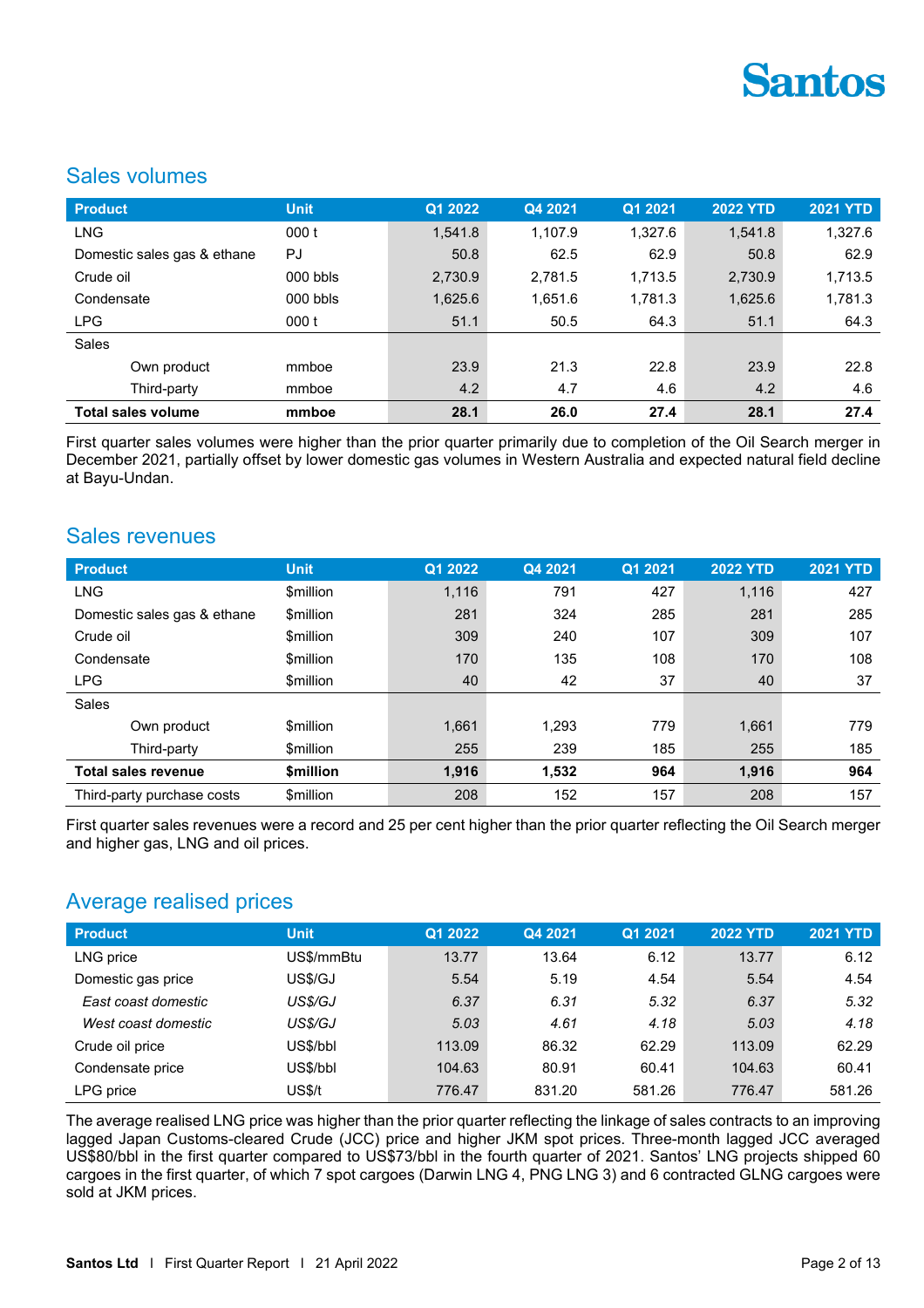## Sales volumes

| Product | Unit | Q1 2022 | Q4 2021 | Q1 2021 | 2022 YTD | 2021 YTD |
|---|---|---|---|---|---|---|
| LNG | 000 t | 1,541.8 | 1,107.9 | 1,327.6 | 1,541.8 | 1,327.6 |
| Domestic sales gas & ethane | PJ | 50.8 | 62.5 | 62.9 | 50.8 | 62.9 |
| Crude oil | 000 bbls | 2,730.9 | 2,781.5 | 1,713.5 | 2,730.9 | 1,713.5 |
| Condensate | 000 bbls | 1,625.6 | 1,651.6 | 1,781.3 | 1,625.6 | 1,781.3 |
| LPG | 000 t | 51.1 | 50.5 | 64.3 | 51.1 | 64.3 |
| Sales | | | | | | |
| Own product | mmboe | 23.9 | 21.3 | 22.8 | 23.9 | 22.8 |
| Third-party | mmboe | 4.2 | 4.7 | 4.6 | 4.2 | 4.6 |
| **Total sales volume** | **mmboe** | **28.1** | **26.0** | **27.4** | **28.1** | **27.4** |

First quarter sales volumes were higher than the prior quarter primarily due to completion of the Oil Search merger in December 2021, partially offset by lower domestic gas volumes in Western Australia and expected natural field decline at Bayu-Undan.

## Sales revenues

| Product | Unit | Q1 2022 | Q4 2021 | Q1 2021 | 2022 YTD | 2021 YTD |
|---|---|---|---|---|---|---|
| LNG | $million | 1,116 | 791 | 427 | 1,116 | 427 |
| Domestic sales gas & ethane | $million | 281 | 324 | 285 | 281 | 285 |
| Crude oil | $million | 309 | 240 | 107 | 309 | 107 |
| Condensate | $million | 170 | 135 | 108 | 170 | 108 |
| LPG | $million | 40 | 42 | 37 | 40 | 37 |
| Sales | | | | | | |
| Own product | $million | 1,661 | 1,293 | 779 | 1,661 | 779 |
| Third-party | $million | 255 | 239 | 185 | 255 | 185 |
| **Total sales revenue** | **$million** | **1,916** | **1,532** | **964** | **1,916** | **964** |
| Third-party purchase costs | $million | 208 | 152 | 157 | 208 | 157 |

First quarter sales revenues were a record and 25 per cent higher than the prior quarter reflecting the Oil Search merger and higher gas, LNG and oil prices.

## Average realised prices

| Product | Unit | Q1 2022 | Q4 2021 | Q1 2021 | 2022 YTD | 2021 YTD |
|---|---|---|---|---|---|---|
| LNG price | US$/mmBtu | 13.77 | 13.64 | 6.12 | 13.77 | 6.12 |
| Domestic gas price | US$/GJ | 5.54 | 5.19 | 4.54 | 5.54 | 4.54 |
| *East coast domestic* | *US$/GJ* | *6.37* | *6.31* | *5.32* | *6.37* | *5.32* |
| *West coast domestic* | *US$/GJ* | *5.03* | *4.61* | *4.18* | *5.03* | *4.18* |
| Crude oil price | US$/bbl | 113.09 | 86.32 | 62.29 | 113.09 | 62.29 |
| Condensate price | US$/bbl | 104.63 | 80.91 | 60.41 | 104.63 | 60.41 |
| LPG price | US$/t | 776.47 | 831.20 | 581.26 | 776.47 | 581.26 |

The average realised LNG price was higher than the prior quarter reflecting the linkage of sales contracts to an improving lagged Japan Customs-cleared Crude (JCC) price and higher JKM spot prices. Three-month lagged JCC averaged US$80/bbl in the first quarter compared to US$73/bbl in the fourth quarter of 2021. Santos' LNG projects shipped 60 cargoes in the first quarter, of which 7 spot cargoes (Darwin LNG 4, PNG LNG 3) and 6 contracted GLNG cargoes were sold at JKM prices.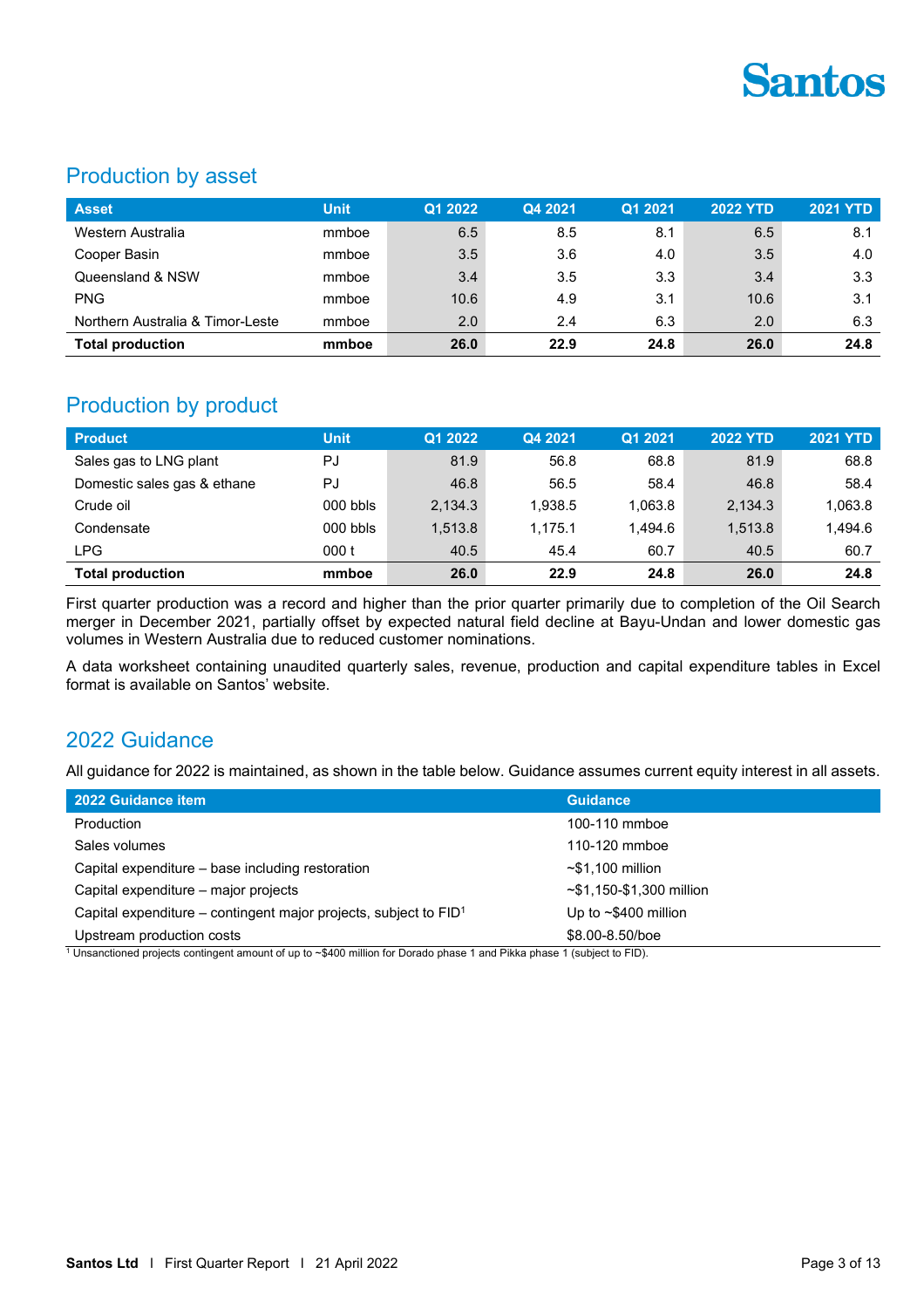## Production by asset

| Asset | Unit | Q1 2022 | Q4 2021 | Q1 2021 | 2022 YTD | 2021 YTD |
|---|---|---|---|---|---|---|
| Western Australia | mmboe | 6.5 | 8.5 | 8.1 | 6.5 | 8.1 |
| Cooper Basin | mmboe | 3.5 | 3.6 | 4.0 | 3.5 | 4.0 |
| Queensland & NSW | mmboe | 3.4 | 3.5 | 3.3 | 3.4 | 3.3 |
| PNG | mmboe | 10.6 | 4.9 | 3.1 | 10.6 | 3.1 |
| Northern Australia & Timor-Leste | mmboe | 2.0 | 2.4 | 6.3 | 2.0 | 6.3 |
| **Total production** | **mmboe** | **26.0** | **22.9** | **24.8** | **26.0** | **24.8** |

## Production by product

| Product | Unit | Q1 2022 | Q4 2021 | Q1 2021 | 2022 YTD | 2021 YTD |
|---|---|---|---|---|---|---|
| Sales gas to LNG plant | PJ | 81.9 | 56.8 | 68.8 | 81.9 | 68.8 |
| Domestic sales gas & ethane | PJ | 46.8 | 56.5 | 58.4 | 46.8 | 58.4 |
| Crude oil | 000 bbls | 2,134.3 | 1,938.5 | 1,063.8 | 2,134.3 | 1,063.8 |
| Condensate | 000 bbls | 1,513.8 | 1,175.1 | 1,494.6 | 1,513.8 | 1,494.6 |
| LPG | 000 t | 40.5 | 45.4 | 60.7 | 40.5 | 60.7 |
| **Total production** | **mmboe** | **26.0** | **22.9** | **24.8** | **26.0** | **24.8** |

First quarter production was a record and higher than the prior quarter primarily due to completion of the Oil Search merger in December 2021, partially offset by expected natural field decline at Bayu-Undan and lower domestic gas volumes in Western Australia due to reduced customer nominations.

A data worksheet containing unaudited quarterly sales, revenue, production and capital expenditure tables in Excel format is available on Santos' website.

## 2022 Guidance

All guidance for 2022 is maintained, as shown in the table below. Guidance assumes current equity interest in all assets.

| 2022 Guidance item | Guidance |
|---|---|
| Production | 100-110 mmboe |
| Sales volumes | 110-120 mmboe |
| Capital expenditure – base including restoration | ~$1,100 million |
| Capital expenditure – major projects | ~$1,150-$1,300 million |
| Capital expenditure – contingent major projects, subject to FID[1] | Up to ~$400 million |
| Upstream production costs | $8.00-8.50/boe |

[1] Unsanctioned projects contingent amount of up to ~$400 million for Dorado phase 1 and Pikka phase 1 (subject to FID).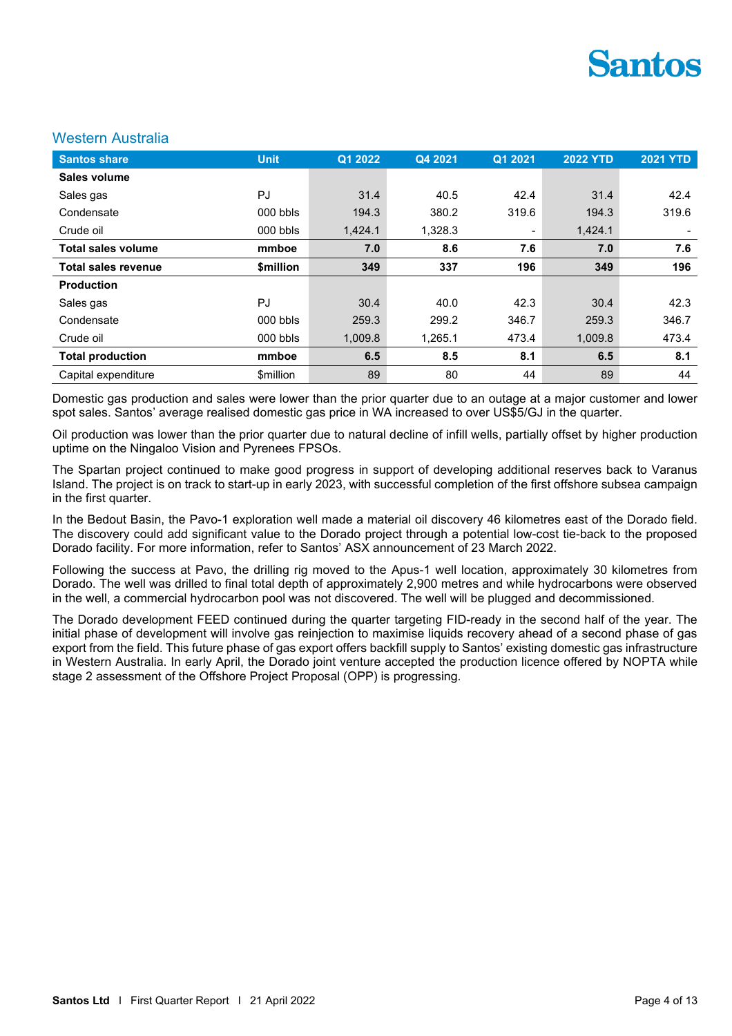## Western Australia

| Santos share | Unit | Q1 2022 | Q4 2021 | Q1 2021 | 2022 YTD | 2021 YTD |
|---|---|---|---|---|---|---|
| **Sales volume** | | | | | | |
| Sales gas | PJ | 31.4 | 40.5 | 42.4 | 31.4 | 42.4 |
| Condensate | 000 bbls | 194.3 | 380.2 | 319.6 | 194.3 | 319.6 |
| Crude oil | 000 bbls | 1,424.1 | 1,328.3 | - | 1,424.1 | - |
| **Total sales volume** | **mmboe** | **7.0** | **8.6** | **7.6** | **7.0** | **7.6** |
| **Total sales revenue** | **$million** | **349** | **337** | **196** | **349** | **196** |
| **Production** | | | | | | |
| Sales gas | PJ | 30.4 | 40.0 | 42.3 | 30.4 | 42.3 |
| Condensate | 000 bbls | 259.3 | 299.2 | 346.7 | 259.3 | 346.7 |
| Crude oil | 000 bbls | 1,009.8 | 1,265.1 | 473.4 | 1,009.8 | 473.4 |
| **Total production** | **mmboe** | **6.5** | **8.5** | **8.1** | **6.5** | **8.1** |
| Capital expenditure | $million | 89 | 80 | 44 | 89 | 44 |

Domestic gas production and sales were lower than the prior quarter due to an outage at a major customer and lower spot sales. Santos' average realised domestic gas price in WA increased to over US$5/GJ in the quarter.

Oil production was lower than the prior quarter due to natural decline of infill wells, partially offset by higher production uptime on the Ningaloo Vision and Pyrenees FPSOs.

The Spartan project continued to make good progress in support of developing additional reserves back to Varanus Island. The project is on track to start-up in early 2023, with successful completion of the first offshore subsea campaign in the first quarter.

In the Bedout Basin, the Pavo-1 exploration well made a material oil discovery 46 kilometres east of the Dorado field. The discovery could add significant value to the Dorado project through a potential low-cost tie-back to the proposed Dorado facility. For more information, refer to Santos' ASX announcement of 23 March 2022.

Following the success at Pavo, the drilling rig moved to the Apus-1 well location, approximately 30 kilometres from Dorado. The well was drilled to final total depth of approximately 2,900 metres and while hydrocarbons were observed in the well, a commercial hydrocarbon pool was not discovered. The well will be plugged and decommissioned.

The Dorado development FEED continued during the quarter targeting FID-ready in the second half of the year. The initial phase of development will involve gas reinjection to maximise liquids recovery ahead of a second phase of gas export from the field. This future phase of gas export offers backfill supply to Santos' existing domestic gas infrastructure in Western Australia. In early April, the Dorado joint venture accepted the production licence offered by NOPTA while stage 2 assessment of the Offshore Project Proposal (OPP) is progressing.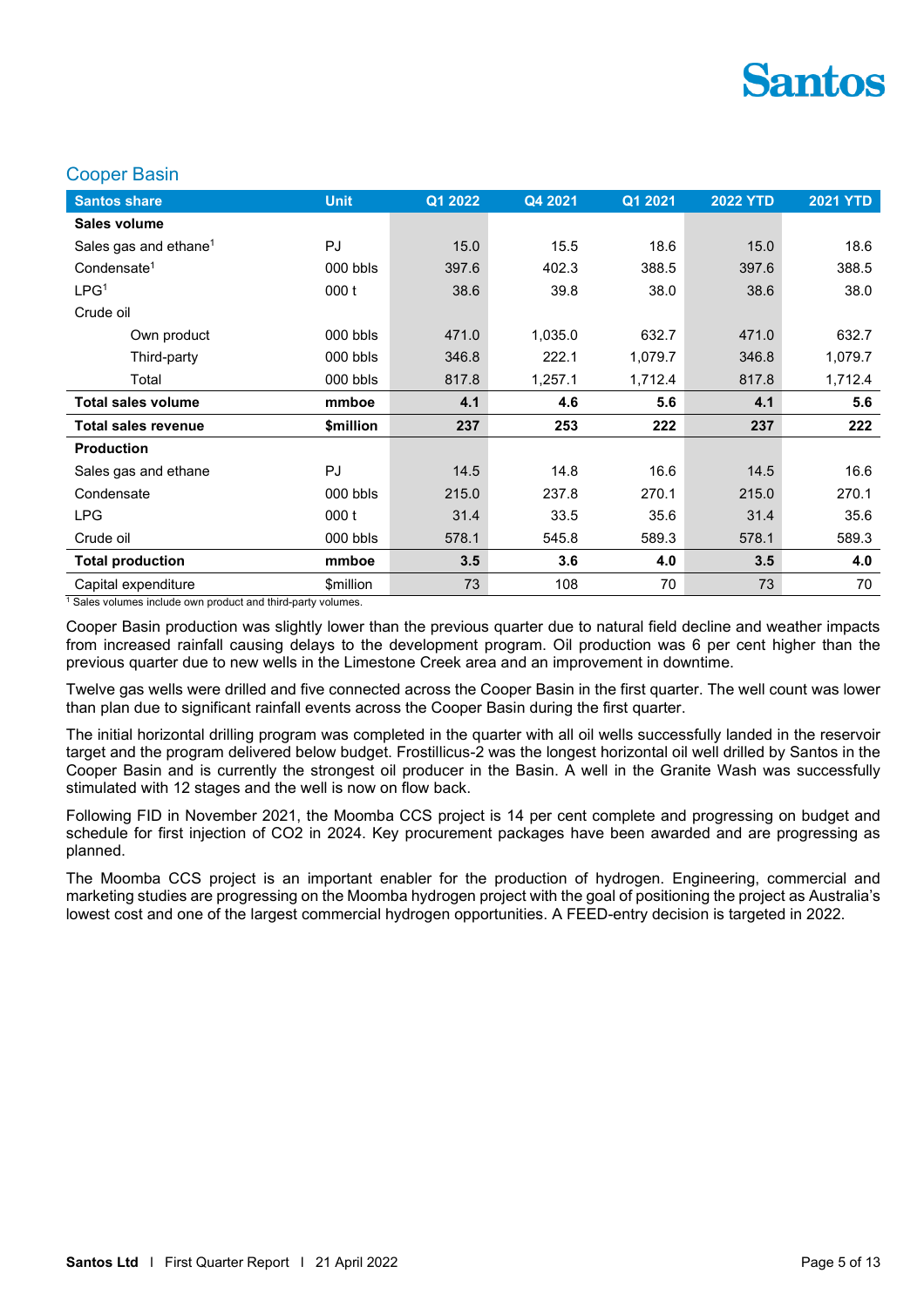## Cooper Basin

| Santos share | Unit | Q1 2022 | Q4 2021 | Q1 2021 | 2022 YTD | 2021 YTD |
|---|---|---|---|---|---|---|
| **Sales volume** | | | | | | |
| Sales gas and ethane[1] | PJ | 15.0 | 15.5 | 18.6 | 15.0 | 18.6 |
| Condensate[1] | 000 bbls | 397.6 | 402.3 | 388.5 | 397.6 | 388.5 |
| LPG[1] | 000 t | 38.6 | 39.8 | 38.0 | 38.6 | 38.0 |
| Crude oil | | | | | | |
| Own product | 000 bbls | 471.0 | 1,035.0 | 632.7 | 471.0 | 632.7 |
| Third-party | 000 bbls | 346.8 | 222.1 | 1,079.7 | 346.8 | 1,079.7 |
| Total | 000 bbls | 817.8 | 1,257.1 | 1,712.4 | 817.8 | 1,712.4 |
| **Total sales volume** | **mmboe** | **4.1** | **4.6** | **5.6** | **4.1** | **5.6** |
| **Total sales revenue** | **$million** | **237** | **253** | **222** | **237** | **222** |
| **Production** | | | | | | |
| Sales gas and ethane | PJ | 14.5 | 14.8 | 16.6 | 14.5 | 16.6 |
| Condensate | 000 bbls | 215.0 | 237.8 | 270.1 | 215.0 | 270.1 |
| LPG | 000 t | 31.4 | 33.5 | 35.6 | 31.4 | 35.6 |
| Crude oil | 000 bbls | 578.1 | 545.8 | 589.3 | 578.1 | 589.3 |
| **Total production** | **mmboe** | **3.5** | **3.6** | **4.0** | **3.5** | **4.0** |
| Capital expenditure | $million | 73 | 108 | 70 | 73 | 70 |

[1] Sales volumes include own product and third-party volumes.

Cooper Basin production was slightly lower than the previous quarter due to natural field decline and weather impacts from increased rainfall causing delays to the development program. Oil production was 6 per cent higher than the previous quarter due to new wells in the Limestone Creek area and an improvement in downtime.

Twelve gas wells were drilled and five connected across the Cooper Basin in the first quarter. The well count was lower than plan due to significant rainfall events across the Cooper Basin during the first quarter.

The initial horizontal drilling program was completed in the quarter with all oil wells successfully landed in the reservoir target and the program delivered below budget. Frostillicus-2 was the longest horizontal oil well drilled by Santos in the Cooper Basin and is currently the strongest oil producer in the Basin. A well in the Granite Wash was successfully stimulated with 12 stages and the well is now on flow back.

Following FID in November 2021, the Moomba CCS project is 14 per cent complete and progressing on budget and schedule for first injection of $CO_2$ in 2024. Key procurement packages have been awarded and are progressing as planned.

The Moomba CCS project is an important enabler for the production of hydrogen. Engineering, commercial and marketing studies are progressing on the Moomba hydrogen project with the goal of positioning the project as Australia's lowest cost and one of the largest commercial hydrogen opportunities. A FEED-entry decision is targeted in 2022.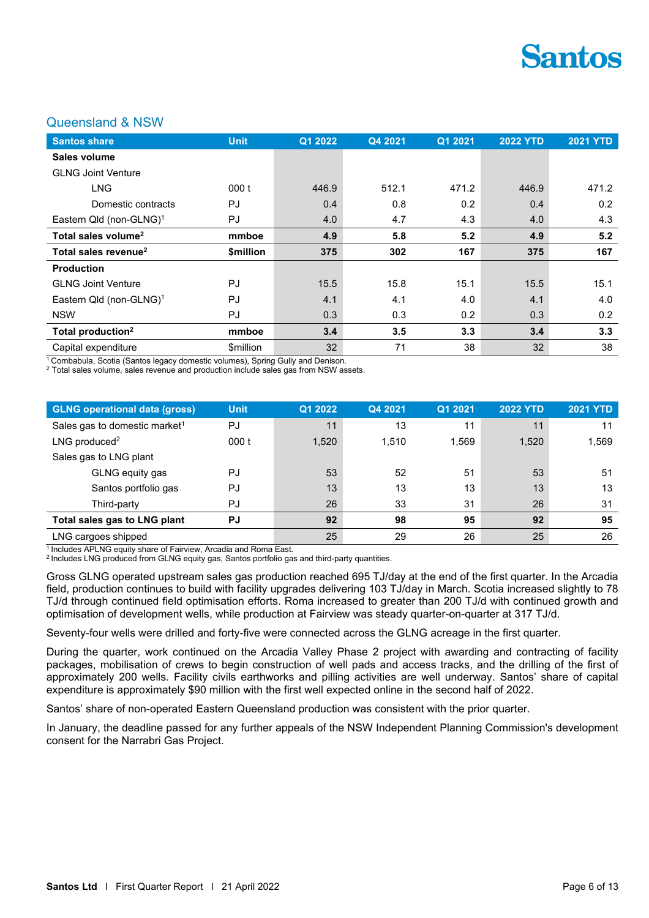## Queensland & NSW

| Santos share | Unit | Q1 2022 | Q4 2021 | Q1 2021 | 2022 YTD | 2021 YTD |
|---|---|---|---|---|---|---|
| **Sales volume** | | | | | | |
| GLNG Joint Venture | | | | | | |
| LNG | 000 t | 446.9 | 512.1 | 471.2 | 446.9 | 471.2 |
| Domestic contracts | PJ | 0.4 | 0.8 | 0.2 | 0.4 | 0.2 |
| Eastern Qld (non-GLNG)[1] | PJ | 4.0 | 4.7 | 4.3 | 4.0 | 4.3 |
| **Total sales volume[2]** | **mmboe** | **4.9** | **5.8** | **5.2** | **4.9** | **5.2** |
| **Total sales revenue[2]** | **$million** | **375** | **302** | **167** | **375** | **167** |
| **Production** | | | | | | |
| GLNG Joint Venture | PJ | 15.5 | 15.8 | 15.1 | 15.5 | 15.1 |
| Eastern Qld (non-GLNG)[1] | PJ | 4.1 | 4.1 | 4.0 | 4.1 | 4.0 |
| NSW | PJ | 0.3 | 0.3 | 0.2 | 0.3 | 0.2 |
| **Total production[2]** | **mmboe** | **3.4** | **3.5** | **3.3** | **3.4** | **3.3** |
| Capital expenditure | $million | 32 | 71 | 38 | 32 | 38 |

[1] Combabula, Scotia (Santos legacy domestic volumes), Spring Gully and Denison.
[2] Total sales volume, sales revenue and production include sales gas from NSW assets.

| GLNG operational data (gross) | Unit | Q1 2022 | Q4 2021 | Q1 2021 | 2022 YTD | 2021 YTD |
|---|---|---|---|---|---|---|
| Sales gas to domestic market[1] | PJ | 11 | 13 | 11 | 11 | 11 |
| LNG produced[2] | 000 t | 1,520 | 1,510 | 1,569 | 1,520 | 1,569 |
| Sales gas to LNG plant | | | | | | |
| GLNG equity gas | PJ | 53 | 52 | 51 | 53 | 51 |
| Santos portfolio gas | PJ | 13 | 13 | 13 | 13 | 13 |
| Third-party | PJ | 26 | 33 | 31 | 26 | 31 |
| **Total sales gas to LNG plant** | **PJ** | **92** | **98** | **95** | **92** | **95** |
| LNG cargoes shipped | | 25 | 29 | 26 | 25 | 26 |

[1] Includes APLNG equity share of Fairview, Arcadia and Roma East.
[2] Includes LNG produced from GLNG equity gas, Santos portfolio gas and third-party quantities.

Gross GLNG operated upstream sales gas production reached 695 TJ/day at the end of the first quarter. In the Arcadia field, production continues to build with facility upgrades delivering 103 TJ/day in March. Scotia increased slightly to 78 TJ/d through continued field optimisation efforts. Roma increased to greater than 200 TJ/d with continued growth and optimisation of development wells, while production at Fairview was steady quarter-on-quarter at 317 TJ/d.

Seventy-four wells were drilled and forty-five were connected across the GLNG acreage in the first quarter.

During the quarter, work continued on the Arcadia Valley Phase 2 project with awarding and contracting of facility packages, mobilisation of crews to begin construction of well pads and access tracks, and the drilling of the first of approximately 200 wells. Facility civils earthworks and pilling activities are well underway. Santos' share of capital expenditure is approximately $90 million with the first well expected online in the second half of 2022.

Santos' share of non-operated Eastern Queensland production was consistent with the prior quarter.

In January, the deadline passed for any further appeals of the NSW Independent Planning Commission's development consent for the Narrabri Gas Project.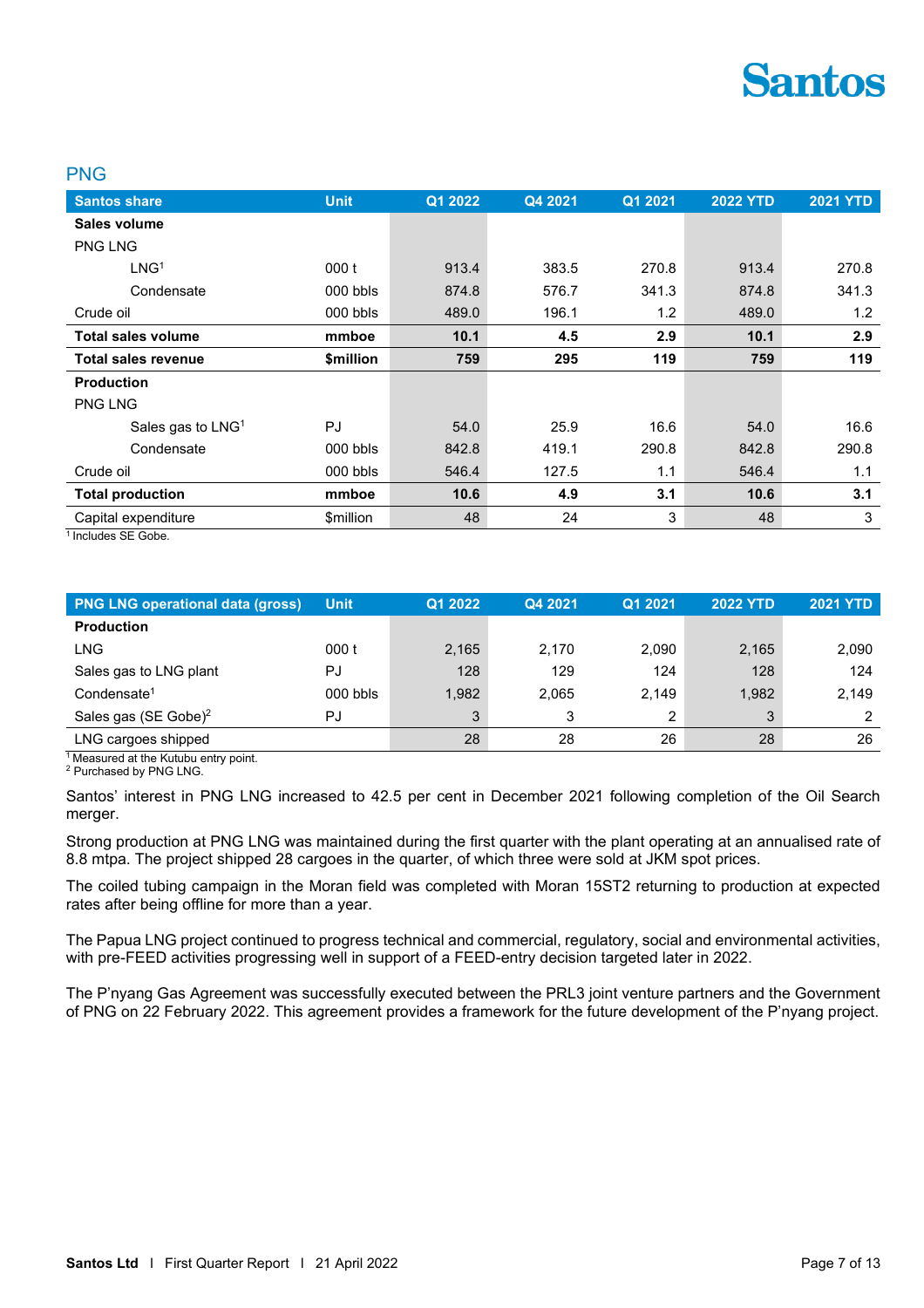## PNG

| Santos share | Unit | Q1 2022 | Q4 2021 | Q1 2021 | 2022 YTD | 2021 YTD |
|---|---|---|---|---|---|---|
| **Sales volume** | | | | | | |
| PNG LNG | | | | | | |
| LNG[1] | 000 t | 913.4 | 383.5 | 270.8 | 913.4 | 270.8 |
| Condensate | 000 bbls | 874.8 | 576.7 | 341.3 | 874.8 | 341.3 |
| Crude oil | 000 bbls | 489.0 | 196.1 | 1.2 | 489.0 | 1.2 |
| **Total sales volume** | **mmboe** | **10.1** | **4.5** | **2.9** | **10.1** | **2.9** |
| **Total sales revenue** | **$million** | **759** | **295** | **119** | **759** | **119** |
| **Production** | | | | | | |
| PNG LNG | | | | | | |
| Sales gas to LNG[1] | PJ | 54.0 | 25.9 | 16.6 | 54.0 | 16.6 |
| Condensate | 000 bbls | 842.8 | 419.1 | 290.8 | 842.8 | 290.8 |
| Crude oil | 000 bbls | 546.4 | 127.5 | 1.1 | 546.4 | 1.1 |
| **Total production** | **mmboe** | **10.6** | **4.9** | **3.1** | **10.6** | **3.1** |
| Capital expenditure | $million | 48 | 24 | 3 | 48 | 3 |

[1] Includes SE Gobe.

| PNG LNG operational data (gross) | Unit | Q1 2022 | Q4 2021 | Q1 2021 | 2022 YTD | 2021 YTD |
|---|---|---|---|---|---|---|
| **Production** | | | | | | |
| LNG | 000 t | 2,165 | 2,170 | 2,090 | 2,165 | 2,090 |
| Sales gas to LNG plant | PJ | 128 | 129 | 124 | 128 | 124 |
| Condensate[1] | 000 bbls | 1,982 | 2,065 | 2,149 | 1,982 | 2,149 |
| Sales gas (SE Gobe)[2] | PJ | 3 | 3 | 2 | 3 | 2 |
| LNG cargoes shipped | | 28 | 28 | 26 | 28 | 26 |

[1] Measured at the Kutubu entry point.
[2] Purchased by PNG LNG.

Santos' interest in PNG LNG increased to 42.5 per cent in December 2021 following completion of the Oil Search merger.

Strong production at PNG LNG was maintained during the first quarter with the plant operating at an annualised rate of 8.8 mtpa. The project shipped 28 cargoes in the quarter, of which three were sold at JKM spot prices.

The coiled tubing campaign in the Moran field was completed with Moran 15ST2 returning to production at expected rates after being offline for more than a year.

The Papua LNG project continued to progress technical and commercial, regulatory, social and environmental activities, with pre-FEED activities progressing well in support of a FEED-entry decision targeted later in 2022.

The P'nyang Gas Agreement was successfully executed between the PRL3 joint venture partners and the Government of PNG on 22 February 2022. This agreement provides a framework for the future development of the P'nyang project.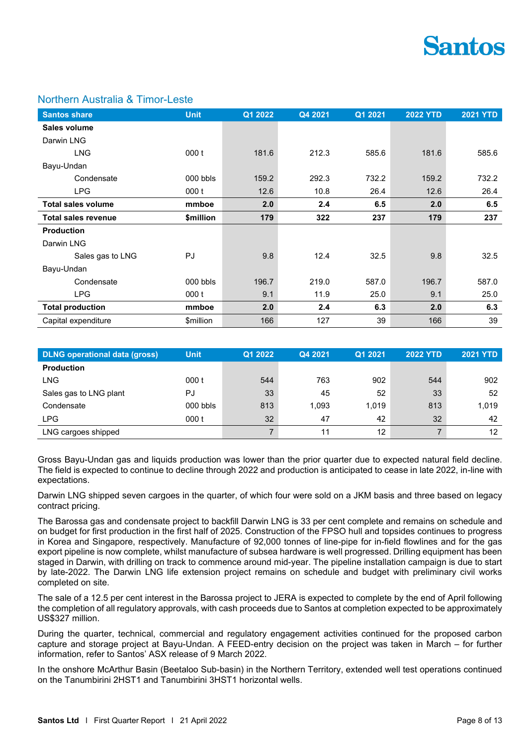## Northern Australia & Timor-Leste

| Santos share | Unit | Q1 2022 | Q4 2021 | Q1 2021 | 2022 YTD | 2021 YTD |
|---|---|---|---|---|---|---|
| **Sales volume** | | | | | | |
| Darwin LNG | | | | | | |
| LNG | 000 t | 181.6 | 212.3 | 585.6 | 181.6 | 585.6 |
| Bayu-Undan | | | | | | |
| Condensate | 000 bbls | 159.2 | 292.3 | 732.2 | 159.2 | 732.2 |
| LPG | 000 t | 12.6 | 10.8 | 26.4 | 12.6 | 26.4 |
| **Total sales volume** | **mmboe** | **2.0** | **2.4** | **6.5** | **2.0** | **6.5** |
| **Total sales revenue** | **$million** | **179** | **322** | **237** | **179** | **237** |
| **Production** | | | | | | |
| Darwin LNG | | | | | | |
| Sales gas to LNG | PJ | 9.8 | 12.4 | 32.5 | 9.8 | 32.5 |
| Bayu-Undan | | | | | | |
| Condensate | 000 bbls | 196.7 | 219.0 | 587.0 | 196.7 | 587.0 |
| LPG | 000 t | 9.1 | 11.9 | 25.0 | 9.1 | 25.0 |
| **Total production** | **mmboe** | **2.0** | **2.4** | **6.3** | **2.0** | **6.3** |
| Capital expenditure | $million | 166 | 127 | 39 | 166 | 39 |

| DLNG operational data (gross) | Unit | Q1 2022 | Q4 2021 | Q1 2021 | 2022 YTD | 2021 YTD |
|---|---|---|---|---|---|---|
| **Production** | | | | | | |
| LNG | 000 t | 544 | 763 | 902 | 544 | 902 |
| Sales gas to LNG plant | PJ | 33 | 45 | 52 | 33 | 52 |
| Condensate | 000 bbls | 813 | 1,093 | 1,019 | 813 | 1,019 |
| LPG | 000 t | 32 | 47 | 42 | 32 | 42 |
| LNG cargoes shipped | | 7 | 11 | 12 | 7 | 12 |

Gross Bayu-Undan gas and liquids production was lower than the prior quarter due to expected natural field decline. The field is expected to continue to decline through 2022 and production is anticipated to cease in late 2022, in-line with expectations.

Darwin LNG shipped seven cargoes in the quarter, of which four were sold on a JKM basis and three based on legacy contract pricing.

The Barossa gas and condensate project to backfill Darwin LNG is 33 per cent complete and remains on schedule and on budget for first production in the first half of 2025. Construction of the FPSO hull and topsides continues to progress in Korea and Singapore, respectively. Manufacture of 92,000 tonnes of line-pipe for in-field flowlines and for the gas export pipeline is now complete, whilst manufacture of subsea hardware is well progressed. Drilling equipment has been staged in Darwin, with drilling on track to commence around mid-year. The pipeline installation campaign is due to start by late-2022. The Darwin LNG life extension project remains on schedule and budget with preliminary civil works completed on site.

The sale of a 12.5 per cent interest in the Barossa project to JERA is expected to complete by the end of April following the completion of all regulatory approvals, with cash proceeds due to Santos at completion expected to be approximately US$327 million.

During the quarter, technical, commercial and regulatory engagement activities continued for the proposed carbon capture and storage project at Bayu-Undan. A FEED-entry decision on the project was taken in March – for further information, refer to Santos' ASX release of 9 March 2022.

In the onshore McArthur Basin (Beetaloo Sub-basin) in the Northern Territory, extended well test operations continued on the Tanumbirini 2HST1 and Tanumbirini 3HST1 horizontal wells.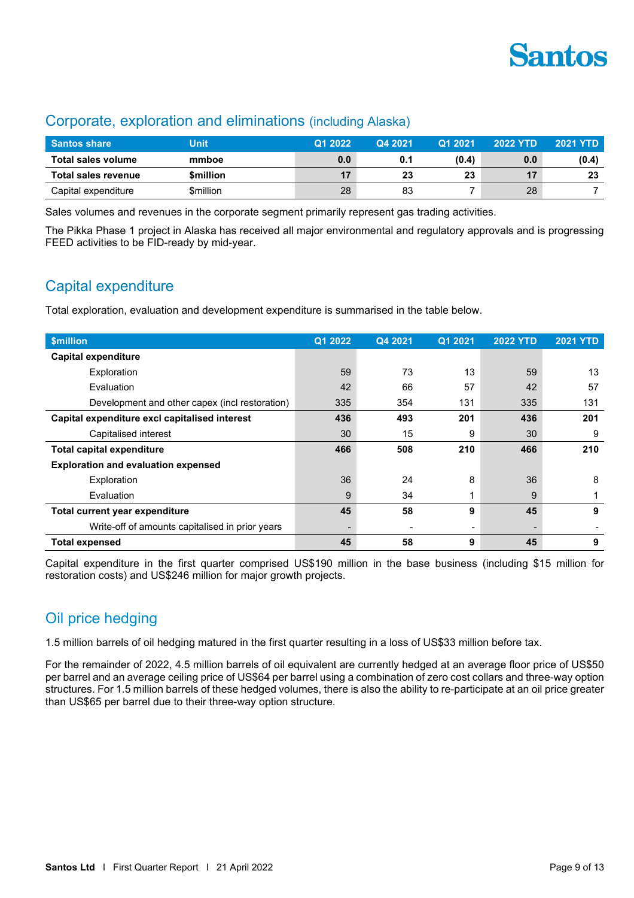## Corporate, exploration and eliminations (including Alaska)

| Santos share | Unit | Q1 2022 | Q4 2021 | Q1 2021 | 2022 YTD | 2021 YTD |
|---|---|---|---|---|---|---|
| **Total sales volume** | **mmboe** | **0.0** | **0.1** | **(0.4)** | **0.0** | **(0.4)** |
| **Total sales revenue** | **$million** | **17** | **23** | **23** | **17** | **23** |
| Capital expenditure | $million | 28 | 83 | 7 | 28 | 7 |

Sales volumes and revenues in the corporate segment primarily represent gas trading activities.

The Pikka Phase 1 project in Alaska has received all major environmental and regulatory approvals and is progressing FEED activities to be FID-ready by mid-year.

## Capital expenditure

Total exploration, evaluation and development expenditure is summarised in the table below.

| $million | Q1 2022 | Q4 2021 | Q1 2021 | 2022 YTD | 2021 YTD |
|---|---|---|---|---|---|
| **Capital expenditure** | | | | | |
| Exploration | 59 | 73 | 13 | 59 | 13 |
| Evaluation | 42 | 66 | 57 | 42 | 57 |
| Development and other capex (incl restoration) | 335 | 354 | 131 | 335 | 131 |
| **Capital expenditure excl capitalised interest** | **436** | **493** | **201** | **436** | **201** |
| Capitalised interest | 30 | 15 | 9 | 30 | 9 |
| **Total capital expenditure** | **466** | **508** | **210** | **466** | **210** |
| **Exploration and evaluation expensed** | | | | | |
| Exploration | 36 | 24 | 8 | 36 | 8 |
| Evaluation | 9 | 34 | 1 | 9 | 1 |
| **Total current year expenditure** | **45** | **58** | **9** | **45** | **9** |
| Write-off of amounts capitalised in prior years | - | - | - | - | - |
| **Total expensed** | **45** | **58** | **9** | **45** | **9** |

Capital expenditure in the first quarter comprised US$190 million in the base business (including $15 million for restoration costs) and US$246 million for major growth projects.

## Oil price hedging

1.5 million barrels of oil hedging matured in the first quarter resulting in a loss of US$33 million before tax.

For the remainder of 2022, 4.5 million barrels of oil equivalent are currently hedged at an average floor price of US$50 per barrel and an average ceiling price of US$64 per barrel using a combination of zero cost collars and three-way option structures. For 1.5 million barrels of these hedged volumes, there is also the ability to re-participate at an oil price greater than US$65 per barrel due to their three-way option structure.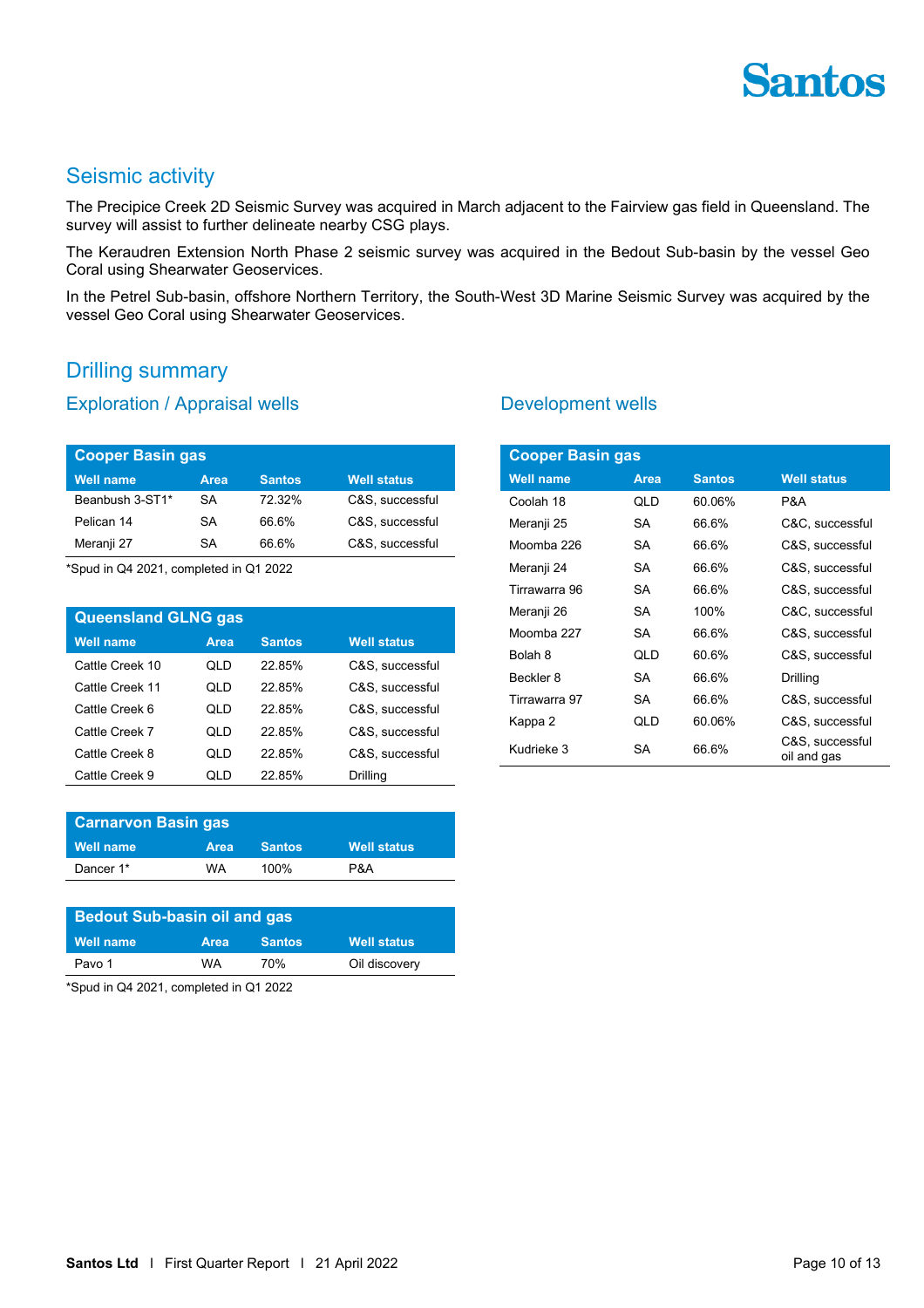## Seismic activity

The Precipice Creek 2D Seismic Survey was acquired in March adjacent to the Fairview gas field in Queensland. The survey will assist to further delineate nearby CSG plays.

The Keraudren Extension North Phase 2 seismic survey was acquired in the Bedout Sub-basin by the vessel Geo Coral using Shearwater Geoservices.

In the Petrel Sub-basin, offshore Northern Territory, the South-West 3D Marine Seismic Survey was acquired by the vessel Geo Coral using Shearwater Geoservices.

## Drilling summary

### Exploration / Appraisal wells

**Cooper Basin gas**

| Well name | Area | Santos | Well status |
|---|---|---|---|
| Beanbush 3-ST1* | SA | 72.32% | C&S, successful |
| Pelican 14 | SA | 66.6% | C&S, successful |
| Meranji 27 | SA | 66.6% | C&S, successful |

*Spud in Q4 2021, completed in Q1 2022

**Queensland GLNG gas**

| Well name | Area | Santos | Well status |
|---|---|---|---|
| Cattle Creek 10 | QLD | 22.85% | C&S, successful |
| Cattle Creek 11 | QLD | 22.85% | C&S, successful |
| Cattle Creek 6 | QLD | 22.85% | C&S, successful |
| Cattle Creek 7 | QLD | 22.85% | C&S, successful |
| Cattle Creek 8 | QLD | 22.85% | C&S, successful |
| Cattle Creek 9 | QLD | 22.85% | Drilling |

**Carnarvon Basin gas**

| Well name | Area | Santos | Well status |
|---|---|---|---|
| Dancer 1* | WA | 100% | P&A |

**Bedout Sub-basin oil and gas**

| Well name | Area | Santos | Well status |
|---|---|---|---|
| Pavo 1 | WA | 70% | Oil discovery |

*Spud in Q4 2021, completed in Q1 2022

### Development wells

**Cooper Basin gas**

| Well name | Area | Santos | Well status |
|---|---|---|---|
| Coolah 18 | QLD | 60.06% | P&A |
| Meranji 25 | SA | 66.6% | C&C, successful |
| Moomba 226 | SA | 66.6% | C&S, successful |
| Meranji 24 | SA | 66.6% | C&S, successful |
| Tirrawarra 96 | SA | 66.6% | C&S, successful |
| Meranji 26 | SA | 100% | C&C, successful |
| Moomba 227 | SA | 66.6% | C&S, successful |
| Bolah 8 | QLD | 60.6% | C&S, successful |
| Beckler 8 | SA | 66.6% | Drilling |
| Tirrawarra 97 | SA | 66.6% | C&S, successful |
| Kappa 2 | QLD | 60.06% | C&S, successful |
| Kudrieke 3 | SA | 66.6% | C&S, successful oil and gas |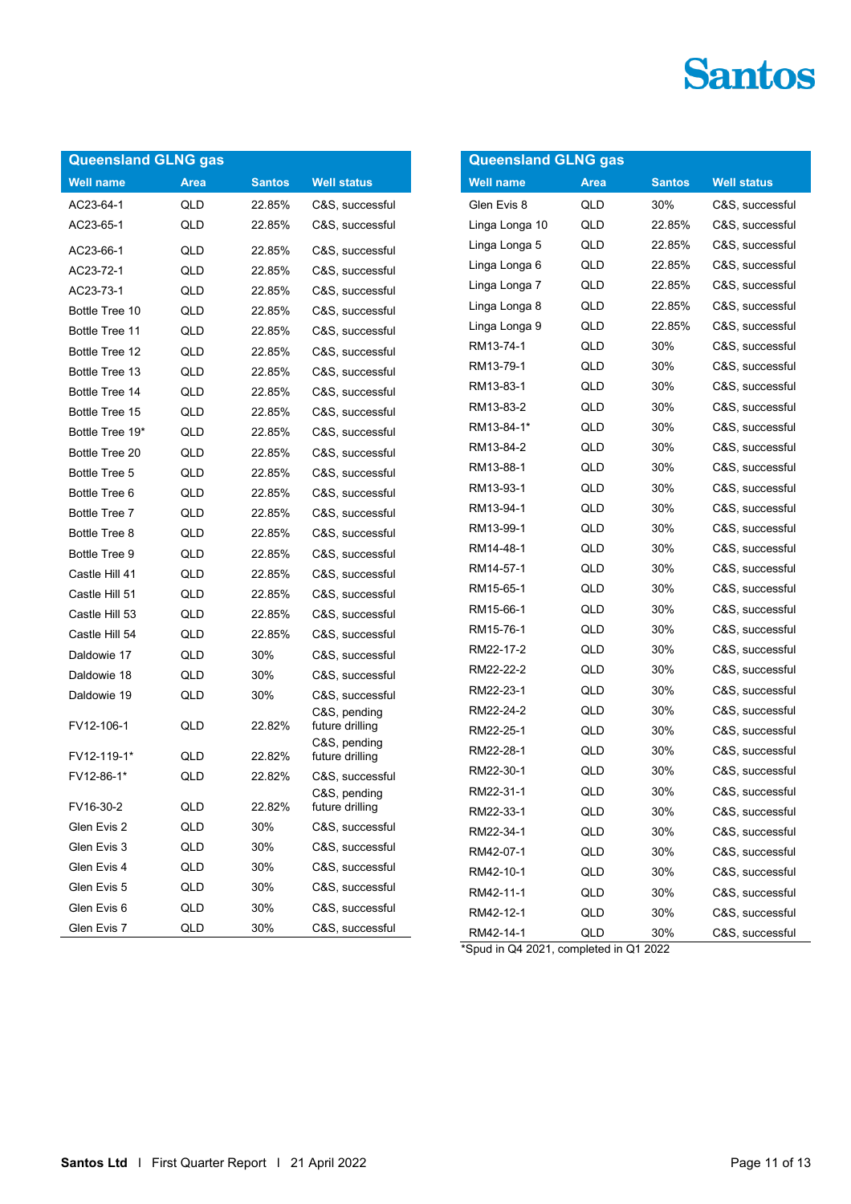## Queensland GLNG gas

| Well name | Area | Santos | Well status |
|---|---|---|---|
| AC23-64-1 | QLD | 22.85% | C&S, successful |
| AC23-65-1 | QLD | 22.85% | C&S, successful |
| AC23-66-1 | QLD | 22.85% | C&S, successful |
| AC23-72-1 | QLD | 22.85% | C&S, successful |
| AC23-73-1 | QLD | 22.85% | C&S, successful |
| Bottle Tree 10 | QLD | 22.85% | C&S, successful |
| Bottle Tree 11 | QLD | 22.85% | C&S, successful |
| Bottle Tree 12 | QLD | 22.85% | C&S, successful |
| Bottle Tree 13 | QLD | 22.85% | C&S, successful |
| Bottle Tree 14 | QLD | 22.85% | C&S, successful |
| Bottle Tree 15 | QLD | 22.85% | C&S, successful |
| Bottle Tree 19* | QLD | 22.85% | C&S, successful |
| Bottle Tree 20 | QLD | 22.85% | C&S, successful |
| Bottle Tree 5 | QLD | 22.85% | C&S, successful |
| Bottle Tree 6 | QLD | 22.85% | C&S, successful |
| Bottle Tree 7 | QLD | 22.85% | C&S, successful |
| Bottle Tree 8 | QLD | 22.85% | C&S, successful |
| Bottle Tree 9 | QLD | 22.85% | C&S, successful |
| Castle Hill 41 | QLD | 22.85% | C&S, successful |
| Castle Hill 51 | QLD | 22.85% | C&S, successful |
| Castle Hill 53 | QLD | 22.85% | C&S, successful |
| Castle Hill 54 | QLD | 22.85% | C&S, successful |
| Daldowie 17 | QLD | 30% | C&S, successful |
| Daldowie 18 | QLD | 30% | C&S, successful |
| Daldowie 19 | QLD | 30% | C&S, successful |
| FV12-106-1 | QLD | 22.82% | C&S, pending future drilling |
| FV12-119-1* | QLD | 22.82% | C&S, pending future drilling |
| FV12-86-1* | QLD | 22.82% | C&S, successful |
| FV16-30-2 | QLD | 22.82% | C&S, pending future drilling |
| Glen Evis 2 | QLD | 30% | C&S, successful |
| Glen Evis 3 | QLD | 30% | C&S, successful |
| Glen Evis 4 | QLD | 30% | C&S, successful |
| Glen Evis 5 | QLD | 30% | C&S, successful |
| Glen Evis 6 | QLD | 30% | C&S, successful |
| Glen Evis 7 | QLD | 30% | C&S, successful |

## Queensland GLNG gas

| Well name | Area | Santos | Well status |
|---|---|---|---|
| Glen Evis 8 | QLD | 30% | C&S, successful |
| Linga Longa 10 | QLD | 22.85% | C&S, successful |
| Linga Longa 5 | QLD | 22.85% | C&S, successful |
| Linga Longa 6 | QLD | 22.85% | C&S, successful |
| Linga Longa 7 | QLD | 22.85% | C&S, successful |
| Linga Longa 8 | QLD | 22.85% | C&S, successful |
| Linga Longa 9 | QLD | 22.85% | C&S, successful |
| RM13-74-1 | QLD | 30% | C&S, successful |
| RM13-79-1 | QLD | 30% | C&S, successful |
| RM13-83-1 | QLD | 30% | C&S, successful |
| RM13-83-2 | QLD | 30% | C&S, successful |
| RM13-84-1* | QLD | 30% | C&S, successful |
| RM13-84-2 | QLD | 30% | C&S, successful |
| RM13-88-1 | QLD | 30% | C&S, successful |
| RM13-93-1 | QLD | 30% | C&S, successful |
| RM13-94-1 | QLD | 30% | C&S, successful |
| RM13-99-1 | QLD | 30% | C&S, successful |
| RM14-48-1 | QLD | 30% | C&S, successful |
| RM14-57-1 | QLD | 30% | C&S, successful |
| RM15-65-1 | QLD | 30% | C&S, successful |
| RM15-66-1 | QLD | 30% | C&S, successful |
| RM15-76-1 | QLD | 30% | C&S, successful |
| RM22-17-2 | QLD | 30% | C&S, successful |
| RM22-22-2 | QLD | 30% | C&S, successful |
| RM22-23-1 | QLD | 30% | C&S, successful |
| RM22-24-2 | QLD | 30% | C&S, successful |
| RM22-25-1 | QLD | 30% | C&S, successful |
| RM22-28-1 | QLD | 30% | C&S, successful |
| RM22-30-1 | QLD | 30% | C&S, successful |
| RM22-31-1 | QLD | 30% | C&S, successful |
| RM22-33-1 | QLD | 30% | C&S, successful |
| RM22-34-1 | QLD | 30% | C&S, successful |
| RM42-07-1 | QLD | 30% | C&S, successful |
| RM42-10-1 | QLD | 30% | C&S, successful |
| RM42-11-1 | QLD | 30% | C&S, successful |
| RM42-12-1 | QLD | 30% | C&S, successful |
| RM42-14-1 | QLD | 30% | C&S, successful |

*Spud in Q4 2021, completed in Q1 2022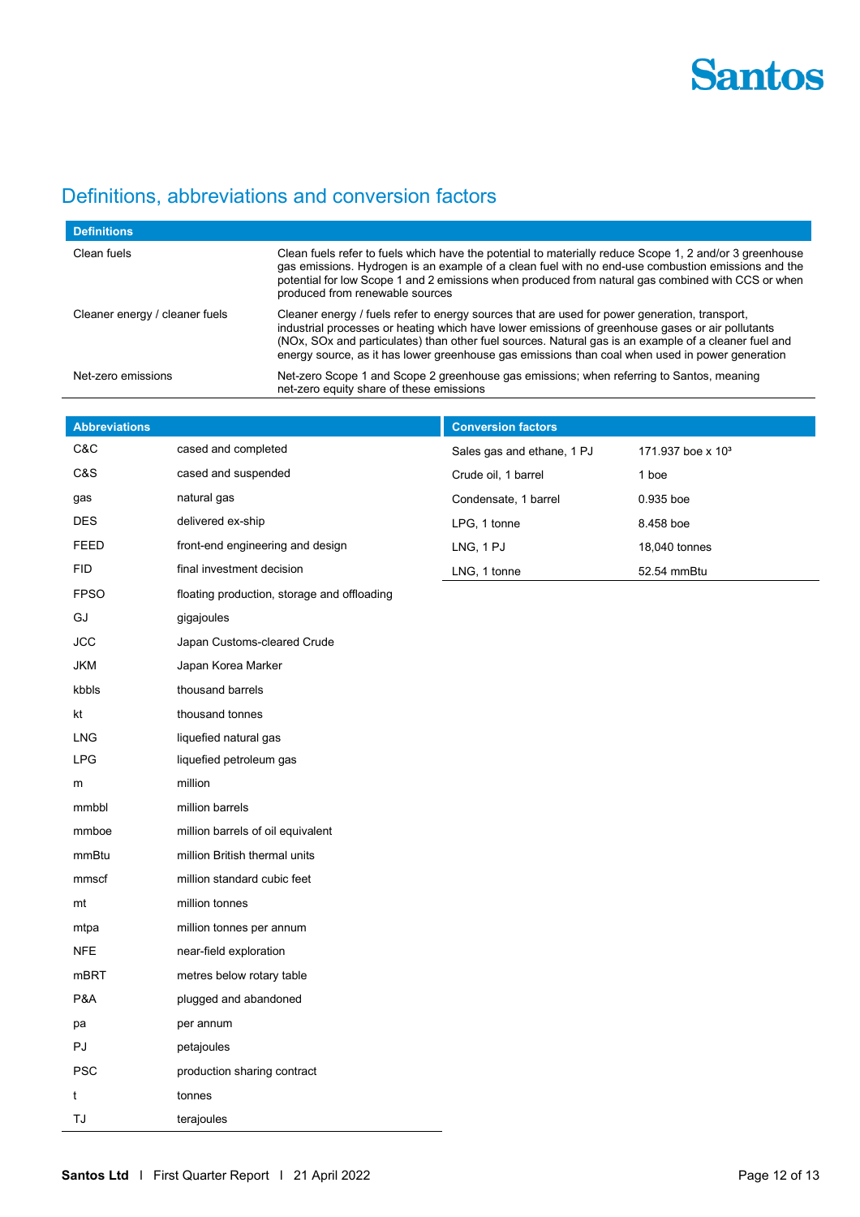## Definitions, abbreviations and conversion factors

| Definitions | |
|---|---|
| Clean fuels | Clean fuels refer to fuels which have the potential to materially reduce Scope 1, 2 and/or 3 greenhouse gas emissions. Hydrogen is an example of a clean fuel with no end-use combustion emissions and the potential for low Scope 1 and 2 emissions when produced from natural gas combined with CCS or when produced from renewable sources |
| Cleaner energy / cleaner fuels | Cleaner energy / fuels refer to energy sources that are used for power generation, transport, industrial processes or heating which have lower emissions of greenhouse gases or air pollutants (NOx, SOx and particulates) than other fuel sources. Natural gas is an example of a cleaner fuel and energy source, as it has lower greenhouse gas emissions than coal when used in power generation |
| Net-zero emissions | Net-zero Scope 1 and Scope 2 greenhouse gas emissions; when referring to Santos, meaning net-zero equity share of these emissions |

| Abbreviations | |
|---|---|
| C&C | cased and completed |
| C&S | cased and suspended |
| gas | natural gas |
| DES | delivered ex-ship |
| FEED | front-end engineering and design |
| FID | final investment decision |
| FPSO | floating production, storage and offloading |
| GJ | gigajoules |
| JCC | Japan Customs-cleared Crude |
| JKM | Japan Korea Marker |
| kbbls | thousand barrels |
| kt | thousand tonnes |
| LNG | liquefied natural gas |
| LPG | liquefied petroleum gas |
| m | million |
| mmbbl | million barrels |
| mmboe | million barrels of oil equivalent |
| mmBtu | million British thermal units |
| mmscf | million standard cubic feet |
| mt | million tonnes |
| mtpa | million tonnes per annum |
| NFE | near-field exploration |
| mBRT | metres below rotary table |
| P&A | plugged and abandoned |
| pa | per annum |
| PJ | petajoules |
| PSC | production sharing contract |
| t | tonnes |
| TJ | terajoules |

| Conversion factors | |
|---|---|
| Sales gas and ethane, 1 PJ | 171.937 boe x $10^3$ |
| Crude oil, 1 barrel | 1 boe |
| Condensate, 1 barrel | 0.935 boe |
| LPG, 1 tonne | 8.458 boe |
| LNG, 1 PJ | 18,040 tonnes |
| LNG, 1 tonne | 52.54 mmBtu |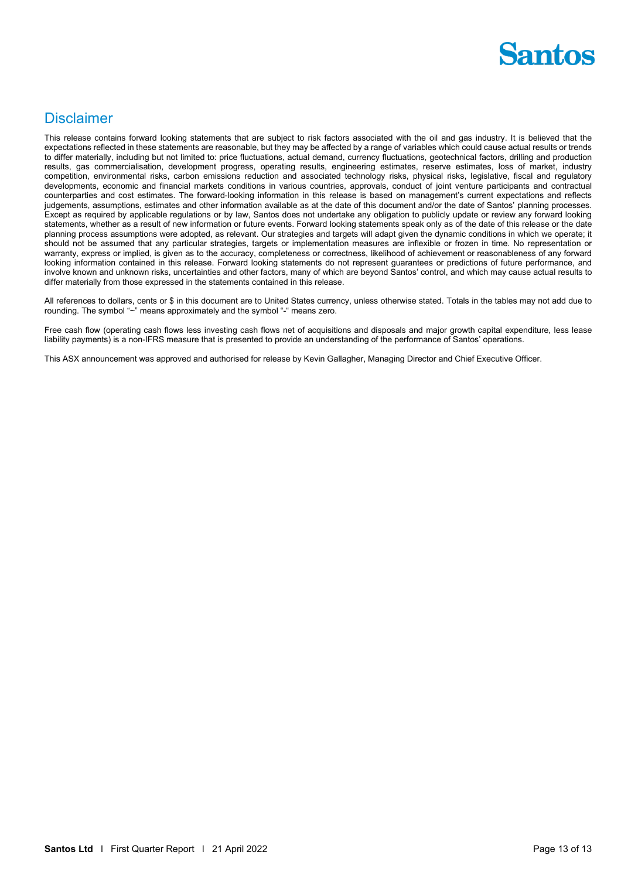## Disclaimer

This release contains forward looking statements that are subject to risk factors associated with the oil and gas industry. It is believed that the expectations reflected in these statements are reasonable, but they may be affected by a range of variables which could cause actual results or trends to differ materially, including but not limited to: price fluctuations, actual demand, currency fluctuations, geotechnical factors, drilling and production results, gas commercialisation, development progress, operating results, engineering estimates, reserve estimates, loss of market, industry competition, environmental risks, carbon emissions reduction and associated technology risks, physical risks, legislative, fiscal and regulatory developments, economic and financial markets conditions in various countries, approvals, conduct of joint venture participants and contractual counterparties and cost estimates. The forward-looking information in this release is based on management's current expectations and reflects judgements, assumptions, estimates and other information available as at the date of this document and/or the date of Santos' planning processes. Except as required by applicable regulations or by law, Santos does not undertake any obligation to publicly update or review any forward looking statements, whether as a result of new information or future events. Forward looking statements speak only as of the date of this release or the date planning process assumptions were adopted, as relevant. Our strategies and targets will adapt given the dynamic conditions in which we operate; it should not be assumed that any particular strategies, targets or implementation measures are inflexible or frozen in time. No representation or warranty, express or implied, is given as to the accuracy, completeness or correctness, likelihood of achievement or reasonableness of any forward looking information contained in this release. Forward looking statements do not represent guarantees or predictions of future performance, and involve known and unknown risks, uncertainties and other factors, many of which are beyond Santos' control, and which may cause actual results to differ materially from those expressed in the statements contained in this release.

All references to dollars, cents or $ in this document are to United States currency, unless otherwise stated. Totals in the tables may not add due to rounding. The symbol "~" means approximately and the symbol "-" means zero.

Free cash flow (operating cash flows less investing cash flows net of acquisitions and disposals and major growth capital expenditure, less lease liability payments) is a non-IFRS measure that is presented to provide an understanding of the performance of Santos' operations.

This ASX announcement was approved and authorised for release by Kevin Gallagher, Managing Director and Chief Executive Officer.